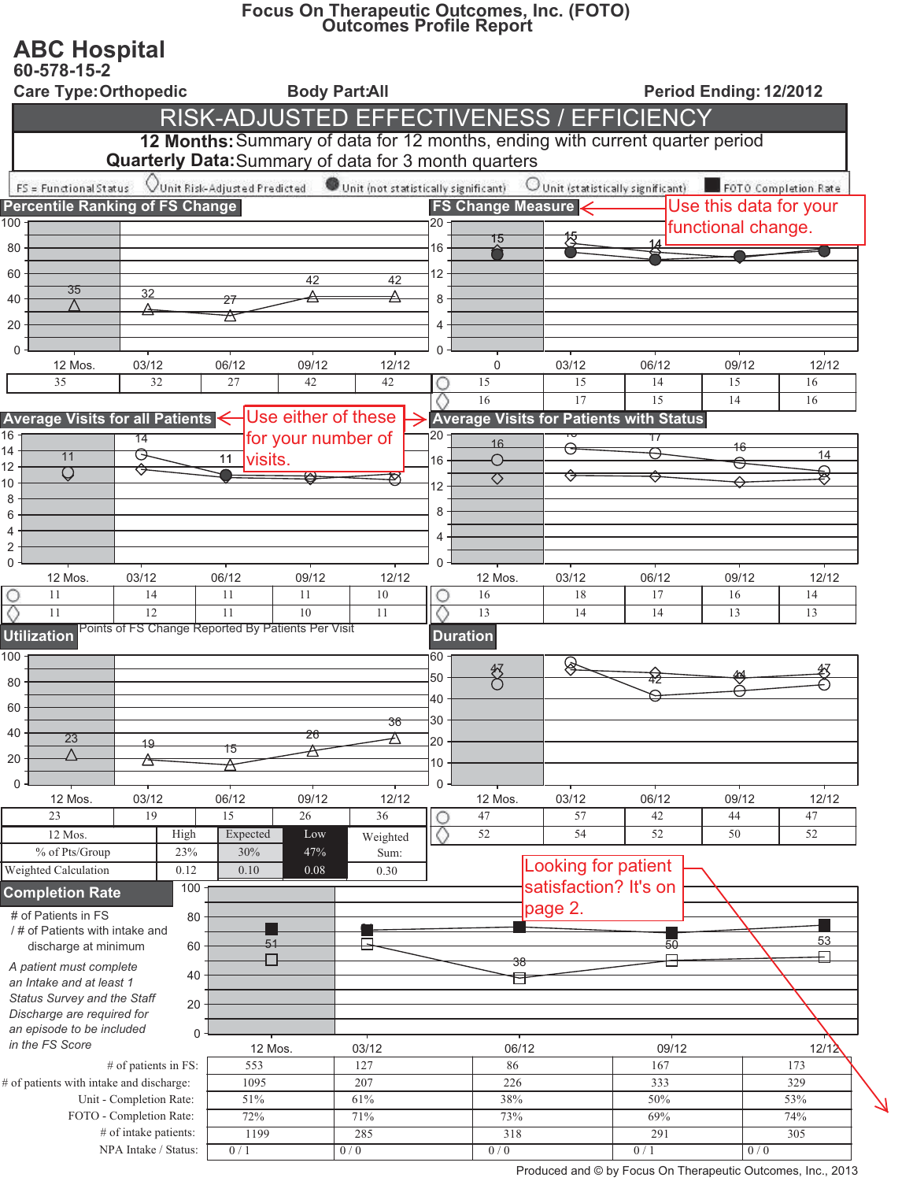# Focus On Therapeutic Outcomes, Inc. (FOTO)
## Outcomes Profile Report

## ABC Hospital
**60-578-15-2**

**Care Type:** Orthopedic | **Body Part:** All | **Period Ending:** 12/2012

## RISK-ADJUSTED EFFECTIVENESS / EFFICIENCY

**12 Months:** Summary of data for 12 months, ending with current quarter period
**Quarterly Data:** Summary of data for 3 month quarters

FS = Functional Status | ◇ Unit Risk-Adjusted Predicted | ● Unit (not statistically significant) | ○ Unit (statistically significant) | ■ FOTO Completion Rate

### Percentile Ranking of FS Change

| 12 Mos. | 03/12 | 06/12 | 09/12 | 12/12 |
|---|---|---|---|---|
| 35 | 32 | 27 | 42 | 42 |

### FS Change Measure

Use this data for your functional change.

| | 0 | 03/12 | 06/12 | 09/12 | 12/12 |
|---|---|---|---|---|---|
| ○ | 15 | 15 | 14 | 15 | 16 |
| ◇ | 16 | 17 | 15 | 14 | 16 |

Use either of these for your number of visits.

### Average Visits for all Patients

| | 12 Mos. | 03/12 | 06/12 | 09/12 | 12/12 |
|---|---|---|---|---|---|
| ○ | 11 | 14 | 11 | 11 | 10 |
| ◇ | 11 | 12 | 11 | 10 | 11 |

### Average Visits for Patients with Status

| | 12 Mos. | 03/12 | 06/12 | 09/12 | 12/12 |
|---|---|---|---|---|---|
| ○ | 16 | 18 | 17 | 16 | 14 |
| ◇ | 13 | 14 | 14 | 13 | 13 |

### Utilization

Points of FS Change Reported By Patients Per Visit

| 12 Mos. | 03/12 | 06/12 | 09/12 | 12/12 |
|---|---|---|---|---|
| 23 | 19 | 15 | 26 | 36 |

| 12 Mos. | High | Expected | Low | Weighted Sum: |
|---|---|---|---|---|
| % of Pts/Group | 23% | 30% | 47% | |
| Weighted Calculation | 0.12 | 0.10 | 0.08 | 0.30 |

### Duration

| | 12 Mos. | 03/12 | 06/12 | 09/12 | 12/12 |
|---|---|---|---|---|---|
| ○ | 47 | 57 | 42 | 44 | 47 |
| ◇ | 52 | 54 | 52 | 50 | 52 |

Looking for patient satisfaction? It's on page 2.

### Completion Rate

\# of Patients in FS / # of Patients with intake and discharge at minimum

*A patient must complete an Intake and at least 1 Status Survey and the Staff Discharge are required for an episode to be included in the FS Score*

| | 12 Mos. | 03/12 | 06/12 | 09/12 | 12/12 |
|---|---|---|---|---|---|
| # of patients in FS: | 553 | 127 | 86 | 167 | 173 |
| # of patients with intake and discharge: | 1095 | 207 | 226 | 333 | 329 |
| Unit - Completion Rate: | 51% | 61% | 38% | 50% | 53% |
| FOTO - Completion Rate: | 72% | 71% | 73% | 69% | 74% |
| # of intake patients: | 1199 | 285 | 318 | 291 | 305 |
| NPA Intake / Status: | 0 / 1 | 0 / 0 | 0 / 0 | 0 / 1 | 0 / 0 |

Produced and © by Focus On Therapeutic Outcomes, Inc., 2013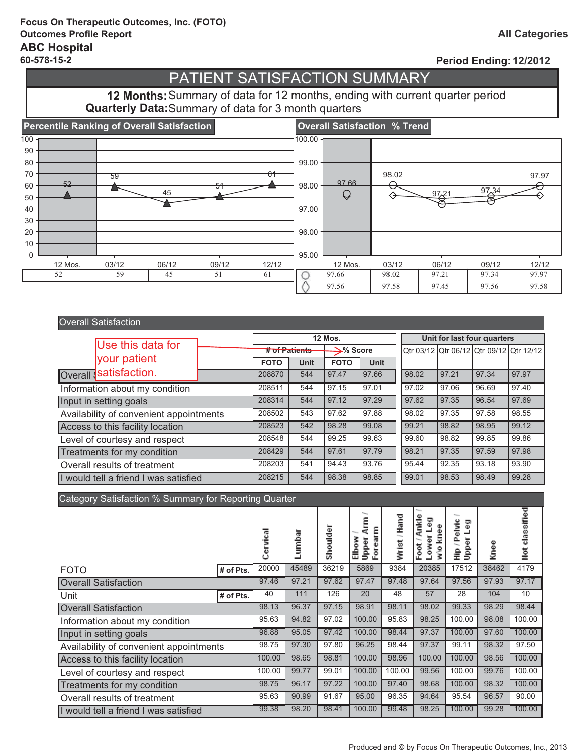**Focus On Therapeutic Outcomes, Inc. (FOTO)**
**Outcomes Profile Report**
**ABC Hospital**
**60-578-15-2**

**All Categories**

**Period Ending: 12/2012**

# PATIENT SATISFACTION SUMMARY

**12 Months:** Summary of data for 12 months, ending with current quarter period
**Quarterly Data:** Summary of data for 3 month quarters

## Percentile Ranking of Overall Satisfaction

100
90
80
70
60
50
40
30
20
10
0

52
59
45
51
61

12 Mos.
03/12
06/12
09/12
12/12

| | | | | |
|---|---|---|---|---|
| 52 | 59 | 45 | 51 | 61 |

## Overall Satisfaction % Trend

100.00
99.00
98.00
97.00
96.00
95.00

97.66
98.02
97.21
97.34
97.97

12 Mos.
03/12
06/12
09/12
12/12

| | 12 Mos. | 03/12 | 06/12 | 09/12 | 12/12 |
|---|---|---|---|---|---|
| ○ | 97.66 | 98.02 | 97.21 | 97.34 | 97.97 |
| ◇ | 97.56 | 97.58 | 97.45 | 97.56 | 97.58 |

## Overall Satisfaction

Use this data for your patient satisfaction.

| | 12 Mos. | | | | Unit for last four quarters | | | |
|---|---|---|---|---|---|---|---|---|
| | # of Patients | | % Score | | Qtr 03/12 | Qtr 06/12 | Qtr 09/12 | Qtr 12/12 |
| | FOTO | Unit | FOTO | Unit | | | | |
| Overall Satisfaction | 208870 | 544 | 97.47 | 97.66 | 98.02 | 97.21 | 97.34 | 97.97 |
| Information about my condition | 208511 | 544 | 97.15 | 97.01 | 97.02 | 97.06 | 96.69 | 97.40 |
| Input in setting goals | 208314 | 544 | 97.12 | 97.29 | 97.62 | 97.35 | 96.54 | 97.69 |
| Availability of convenient appointments | 208502 | 543 | 97.62 | 97.88 | 98.02 | 97.35 | 97.58 | 98.55 |
| Access to this facility location | 208523 | 542 | 98.28 | 99.08 | 99.21 | 98.82 | 98.95 | 99.12 |
| Level of courtesy and respect | 208548 | 544 | 99.25 | 99.63 | 99.60 | 98.82 | 99.85 | 99.86 |
| Treatments for my condition | 208429 | 544 | 97.61 | 97.79 | 98.21 | 97.35 | 97.59 | 97.98 |
| Overall results of treatment | 208203 | 541 | 94.43 | 93.76 | 95.44 | 92.35 | 93.18 | 93.90 |
| I would tell a friend I was satisfied | 208215 | 544 | 98.38 | 98.85 | 99.01 | 98.53 | 98.49 | 99.28 |

## Category Satisfaction % Summary for Reporting Quarter

| | | Cervical | Lumbar | Shoulder | Elbow / Upper Arm / Forearm | Wrist / Hand | Foot / Ankle / Lower Leg w/o knee | Hip / Pelvic / Upper Leg | Knee | Not classified |
|---|---|---|---|---|---|---|---|---|---|---|
| FOTO | # of Pts. | 20000 | 45489 | 36219 | 5869 | 9384 | 20385 | 17512 | 38462 | 4179 |
| Overall Satisfaction | | 97.46 | 97.21 | 97.62 | 97.47 | 97.48 | 97.64 | 97.56 | 97.93 | 97.17 |
| Unit | # of Pts. | 40 | 111 | 126 | 20 | 48 | 57 | 28 | 104 | 10 |
| Overall Satisfaction | | 98.13 | 96.37 | 97.15 | 98.91 | 98.11 | 98.02 | 99.33 | 98.29 | 98.44 |
| Information about my condition | | 95.63 | 94.82 | 97.02 | 100.00 | 95.83 | 98.25 | 100.00 | 98.08 | 100.00 |
| Input in setting goals | | 96.88 | 95.05 | 97.42 | 100.00 | 98.44 | 97.37 | 100.00 | 97.60 | 100.00 |
| Availability of convenient appointments | | 98.75 | 97.30 | 97.80 | 96.25 | 98.44 | 97.37 | 99.11 | 98.32 | 97.50 |
| Access to this facility location | | 100.00 | 98.65 | 98.81 | 100.00 | 98.96 | 100.00 | 100.00 | 98.56 | 100.00 |
| Level of courtesy and respect | | 100.00 | 99.77 | 99.01 | 100.00 | 100.00 | 99.56 | 100.00 | 99.76 | 100.00 |
| Treatments for my condition | | 98.75 | 96.17 | 97.22 | 100.00 | 97.40 | 98.68 | 100.00 | 98.32 | 100.00 |
| Overall results of treatment | | 95.63 | 90.99 | 91.67 | 95.00 | 96.35 | 94.64 | 95.54 | 96.57 | 90.00 |
| I would tell a friend I was satisfied | | 99.38 | 98.20 | 98.41 | 100.00 | 99.48 | 98.25 | 100.00 | 99.28 | 100.00 |

Produced and © by Focus On Therapeutic Outcomes, Inc., 2013